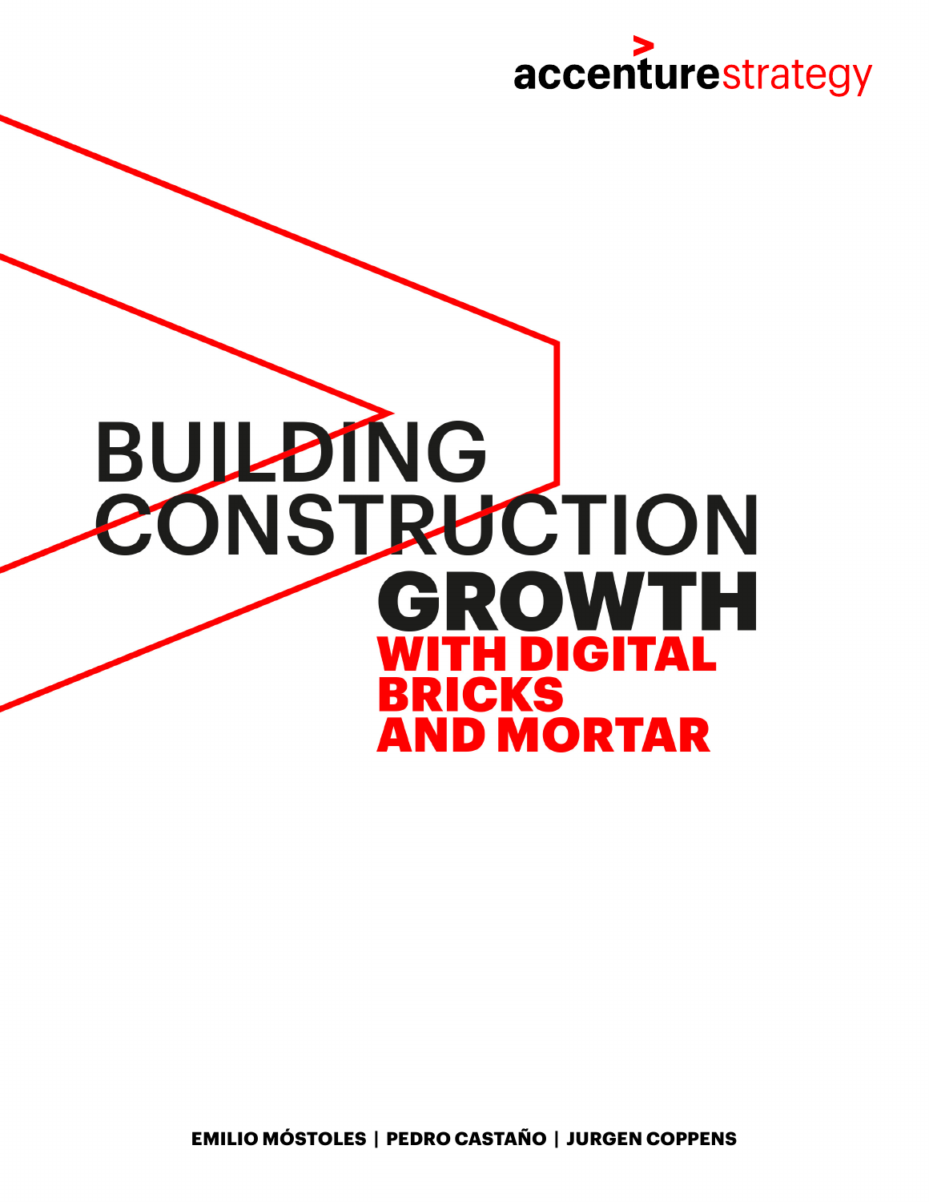accenturestrategy

# BUILDING CONSTRUCTION GROWTH WITH DIGITAL BRICKS AND MORTAR

**EMILIO MÓSTOLES | PEDRO CASTAÑO | JURGEN COPPENS**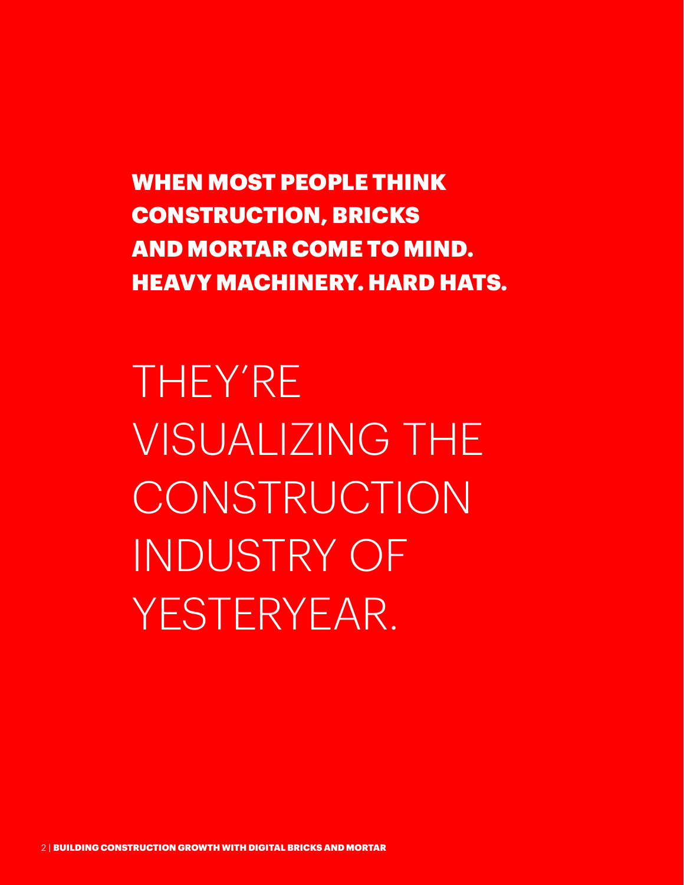**WHEN MOST PEOPLE THINK CONSTRUCTION, BRICKS AND MORTAR COME TO MIND. HEAVY MACHINERY. HARD HATS.**

# THEY'RE VISUALIZING THE CONSTRUCTION INDUSTRY OF YESTERYEAR.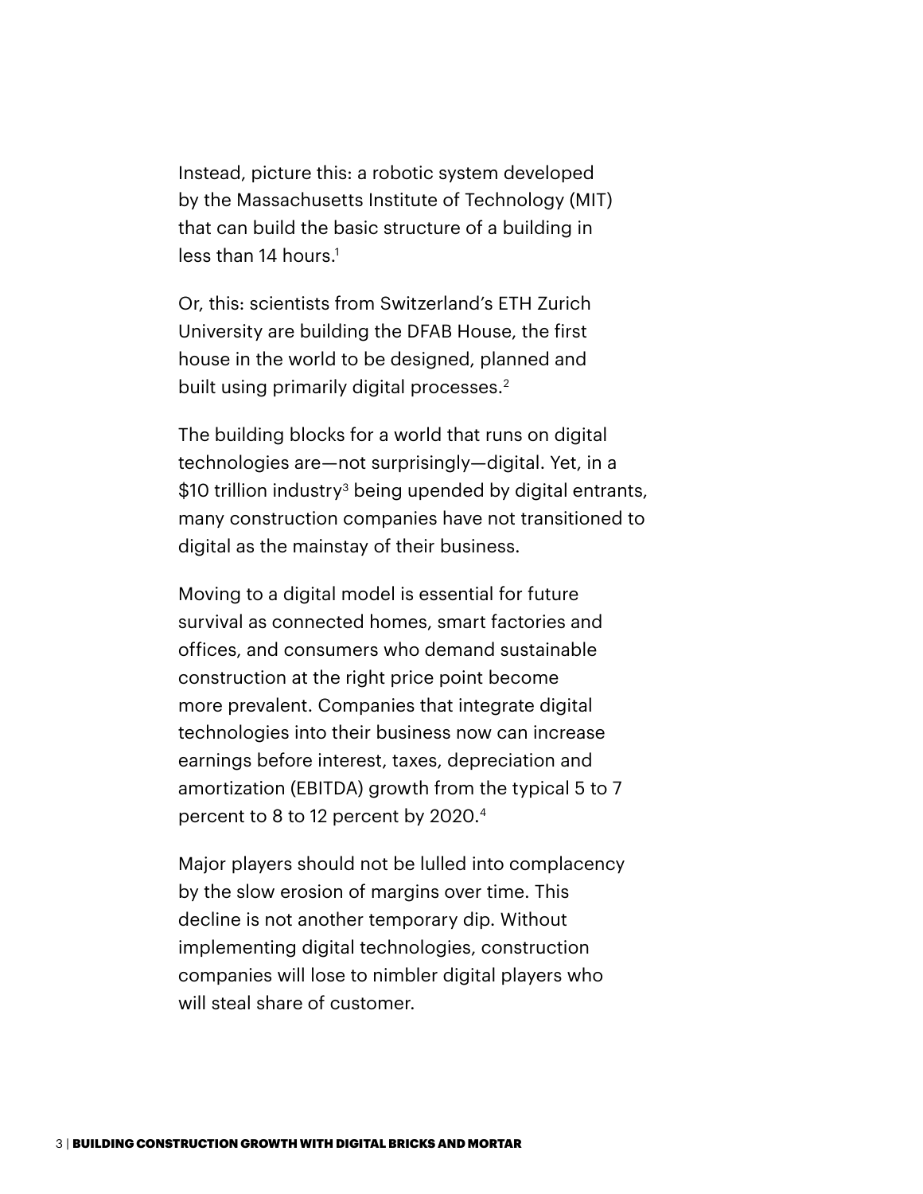Instead, picture this: a robotic system developed by the Massachusetts Institute of Technology (MIT) that can build the basic structure of a building in less than 14 hours.[1]

Or, this: scientists from Switzerland's ETH Zurich University are building the DFAB House, the first house in the world to be designed, planned and built using primarily digital processes.[2]

The building blocks for a world that runs on digital technologies are—not surprisingly—digital. Yet, in a $10 trillion industry[3] being upended by digital entrants, many construction companies have not transitioned to digital as the mainstay of their business.

Moving to a digital model is essential for future survival as connected homes, smart factories and offices, and consumers who demand sustainable construction at the right price point become more prevalent. Companies that integrate digital technologies into their business now can increase earnings before interest, taxes, depreciation and amortization (EBITDA) growth from the typical 5 to 7 percent to 8 to 12 percent by 2020.[4]

Major players should not be lulled into complacency by the slow erosion of margins over time. This decline is not another temporary dip. Without implementing digital technologies, construction companies will lose to nimbler digital players who will steal share of customer.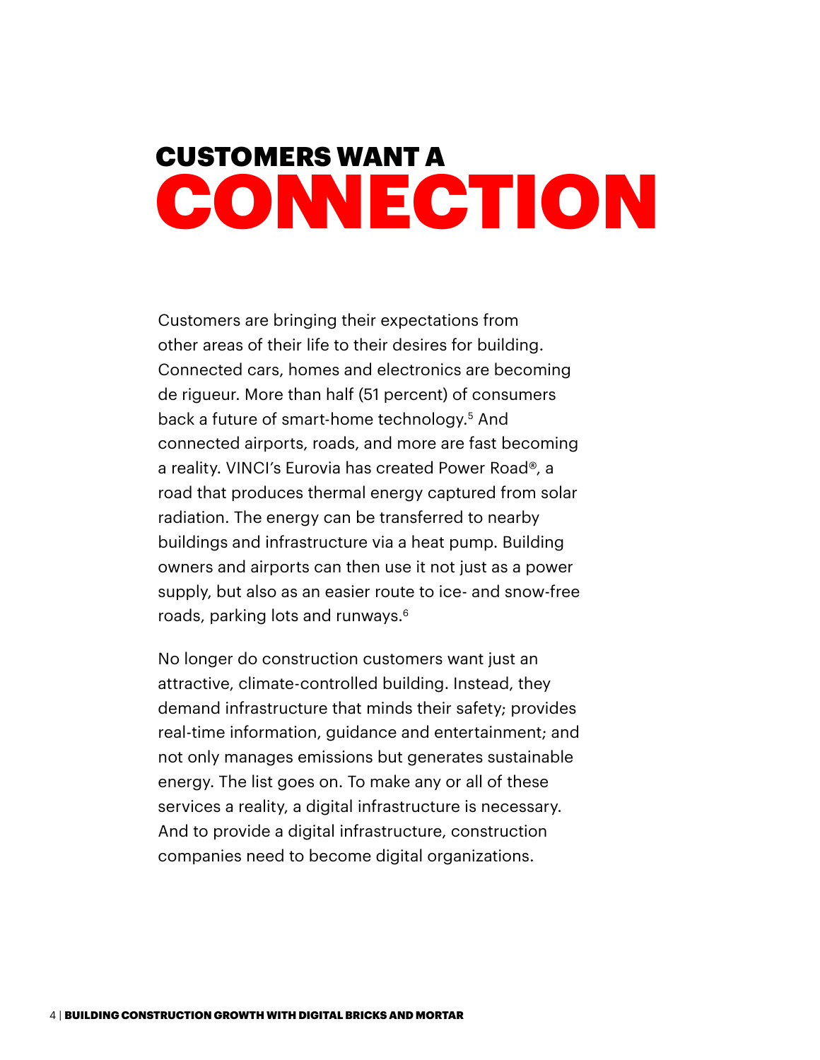# CUSTOMERS WANT A CONNECTION

Customers are bringing their expectations from other areas of their life to their desires for building. Connected cars, homes and electronics are becoming de rigueur. More than half (51 percent) of consumers back a future of smart-home technology.[5] And connected airports, roads, and more are fast becoming a reality. VINCI's Eurovia has created Power Road®, a road that produces thermal energy captured from solar radiation. The energy can be transferred to nearby buildings and infrastructure via a heat pump. Building owners and airports can then use it not just as a power supply, but also as an easier route to ice- and snow-free roads, parking lots and runways.[6]

No longer do construction customers want just an attractive, climate-controlled building. Instead, they demand infrastructure that minds their safety; provides real-time information, guidance and entertainment; and not only manages emissions but generates sustainable energy. The list goes on. To make any or all of these services a reality, a digital infrastructure is necessary. And to provide a digital infrastructure, construction companies need to become digital organizations.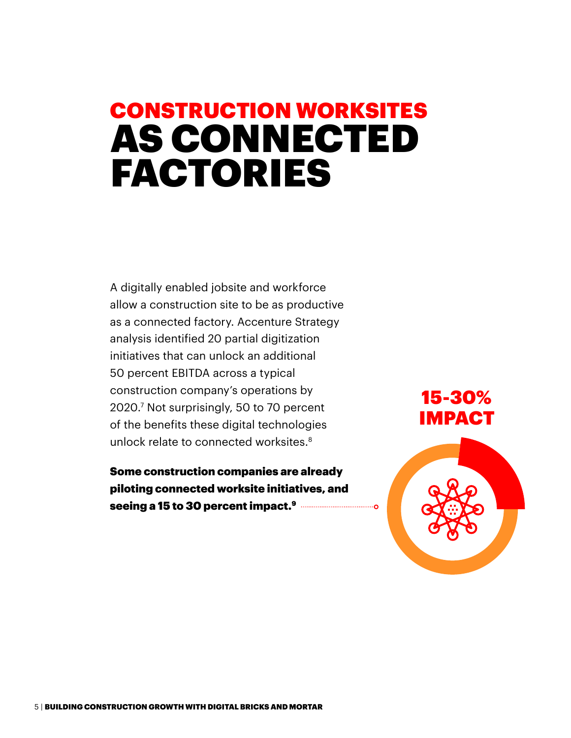# CONSTRUCTION WORKSITES AS CONNECTED FACTORIES

A digitally enabled jobsite and workforce allow a construction site to be as productive as a connected factory. Accenture Strategy analysis identified 20 partial digitization initiatives that can unlock an additional 50 percent EBITDA across a typical construction company's operations by 2020.[7] Not surprisingly, 50 to 70 percent of the benefits these digital technologies unlock relate to connected worksites.[8]

**Some construction companies are already piloting connected worksite initiatives, and seeing a 15 to 30 percent impact.[9]**

**15-30% IMPACT**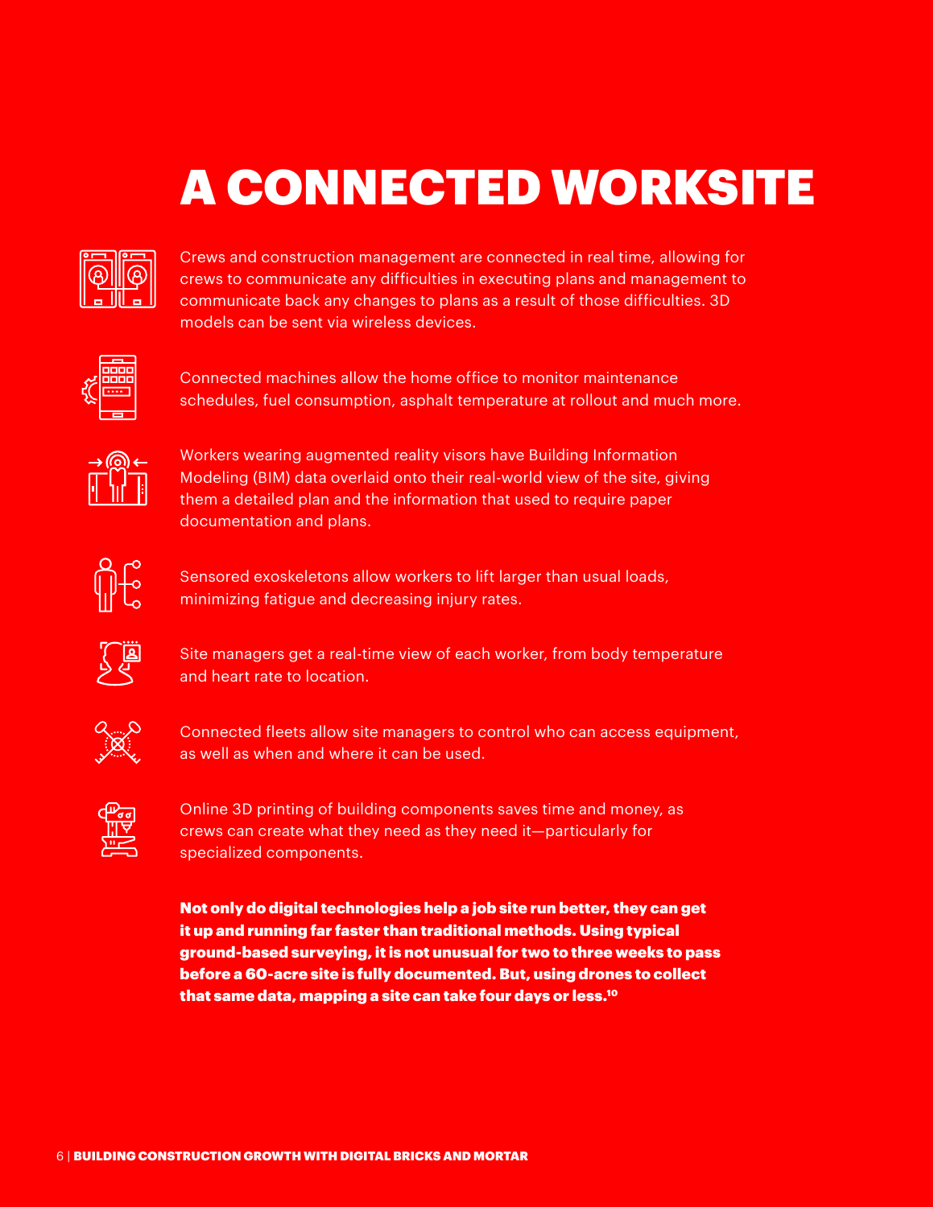# A CONNECTED WORKSITE

Crews and construction management are connected in real time, allowing for crews to communicate any difficulties in executing plans and management to communicate back any changes to plans as a result of those difficulties. 3D models can be sent via wireless devices.

Connected machines allow the home office to monitor maintenance schedules, fuel consumption, asphalt temperature at rollout and much more.

Workers wearing augmented reality visors have Building Information Modeling (BIM) data overlaid onto their real-world view of the site, giving them a detailed plan and the information that used to require paper documentation and plans.

Sensored exoskeletons allow workers to lift larger than usual loads, minimizing fatigue and decreasing injury rates.

Site managers get a real-time view of each worker, from body temperature and heart rate to location.

Connected fleets allow site managers to control who can access equipment, as well as when and where it can be used.

Online 3D printing of building components saves time and money, as crews can create what they need as they need it—particularly for specialized components.

**Not only do digital technologies help a job site run better, they can get it up and running far faster than traditional methods. Using typical ground-based surveying, it is not unusual for two to three weeks to pass before a 60-acre site is fully documented. But, using drones to collect that same data, mapping a site can take four days or less.[10]**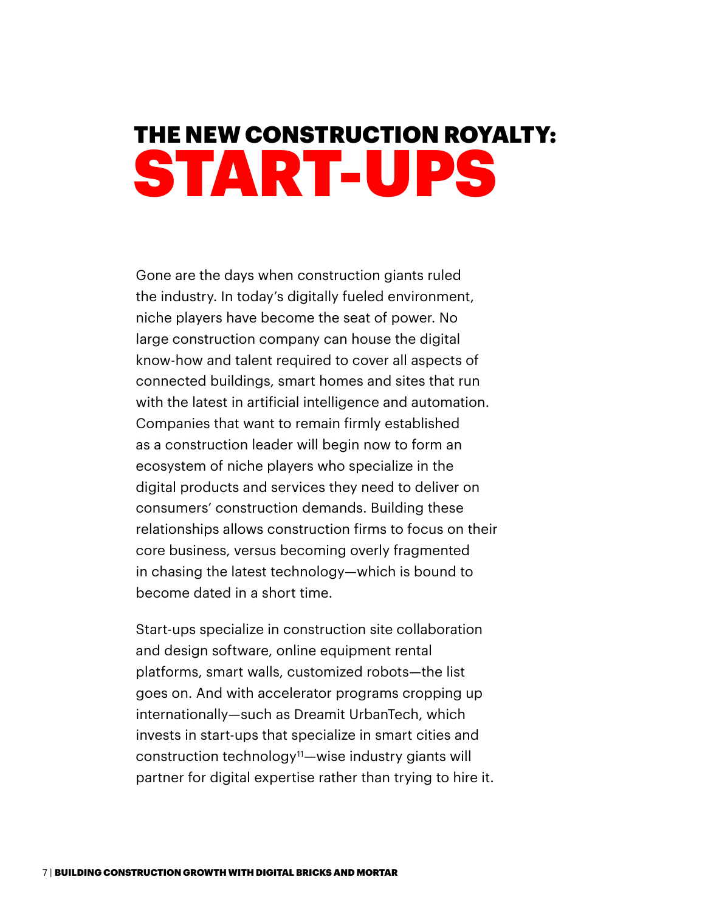# THE NEW CONSTRUCTION ROYALTY: START-UPS

Gone are the days when construction giants ruled the industry. In today's digitally fueled environment, niche players have become the seat of power. No large construction company can house the digital know-how and talent required to cover all aspects of connected buildings, smart homes and sites that run with the latest in artificial intelligence and automation. Companies that want to remain firmly established as a construction leader will begin now to form an ecosystem of niche players who specialize in the digital products and services they need to deliver on consumers' construction demands. Building these relationships allows construction firms to focus on their core business, versus becoming overly fragmented in chasing the latest technology—which is bound to become dated in a short time.

Start-ups specialize in construction site collaboration and design software, online equipment rental platforms, smart walls, customized robots—the list goes on. And with accelerator programs cropping up internationally—such as Dreamit UrbanTech, which invests in start-ups that specialize in smart cities and construction technology[11]—wise industry giants will partner for digital expertise rather than trying to hire it.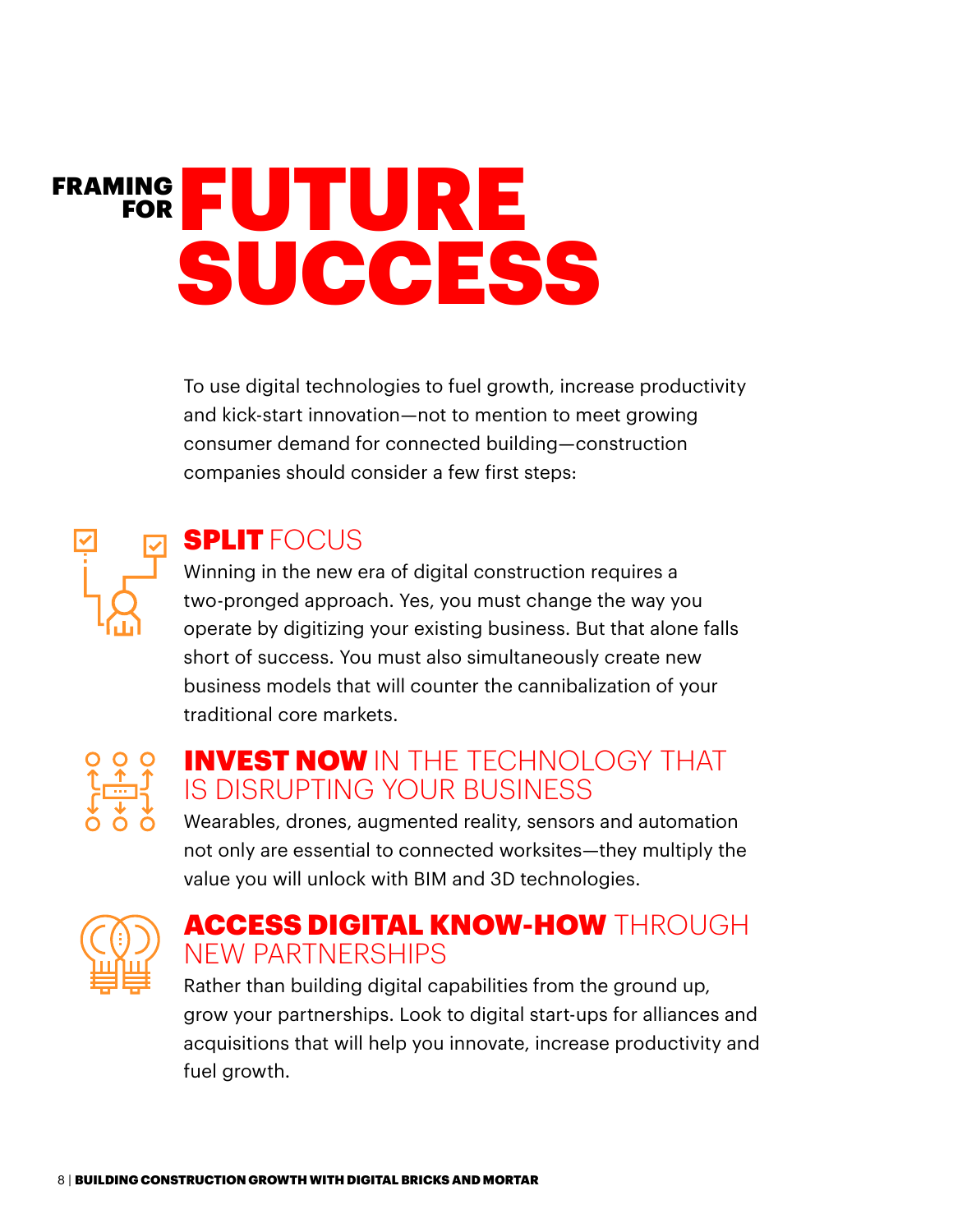# FRAMING FOR FUTURE SUCCESS

To use digital technologies to fuel growth, increase productivity and kick-start innovation—not to mention to meet growing consumer demand for connected building—construction companies should consider a few first steps:

## SPLIT FOCUS

Winning in the new era of digital construction requires a two-pronged approach. Yes, you must change the way you operate by digitizing your existing business. But that alone falls short of success. You must also simultaneously create new business models that will counter the cannibalization of your traditional core markets.

## INVEST NOW IN THE TECHNOLOGY THAT IS DISRUPTING YOUR BUSINESS

Wearables, drones, augmented reality, sensors and automation not only are essential to connected worksites—they multiply the value you will unlock with BIM and 3D technologies.

## ACCESS DIGITAL KNOW-HOW THROUGH NEW PARTNERSHIPS

Rather than building digital capabilities from the ground up, grow your partnerships. Look to digital start-ups for alliances and acquisitions that will help you innovate, increase productivity and fuel growth.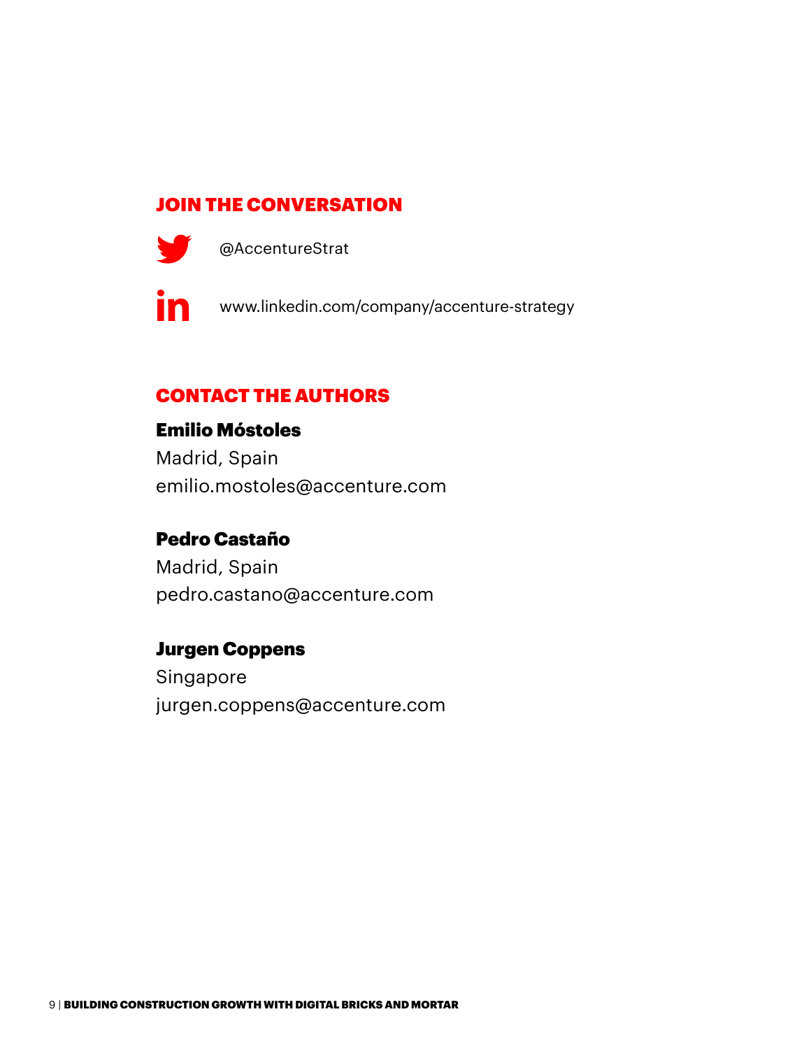## JOIN THE CONVERSATION

@AccentureStrat

www.linkedin.com/company/accenture-strategy

## CONTACT THE AUTHORS

**Emilio Móstoles**
Madrid, Spain
emilio.mostoles@accenture.com

**Pedro Castaño**
Madrid, Spain
pedro.castano@accenture.com

**Jurgen Coppens**
Singapore
jurgen.coppens@accenture.com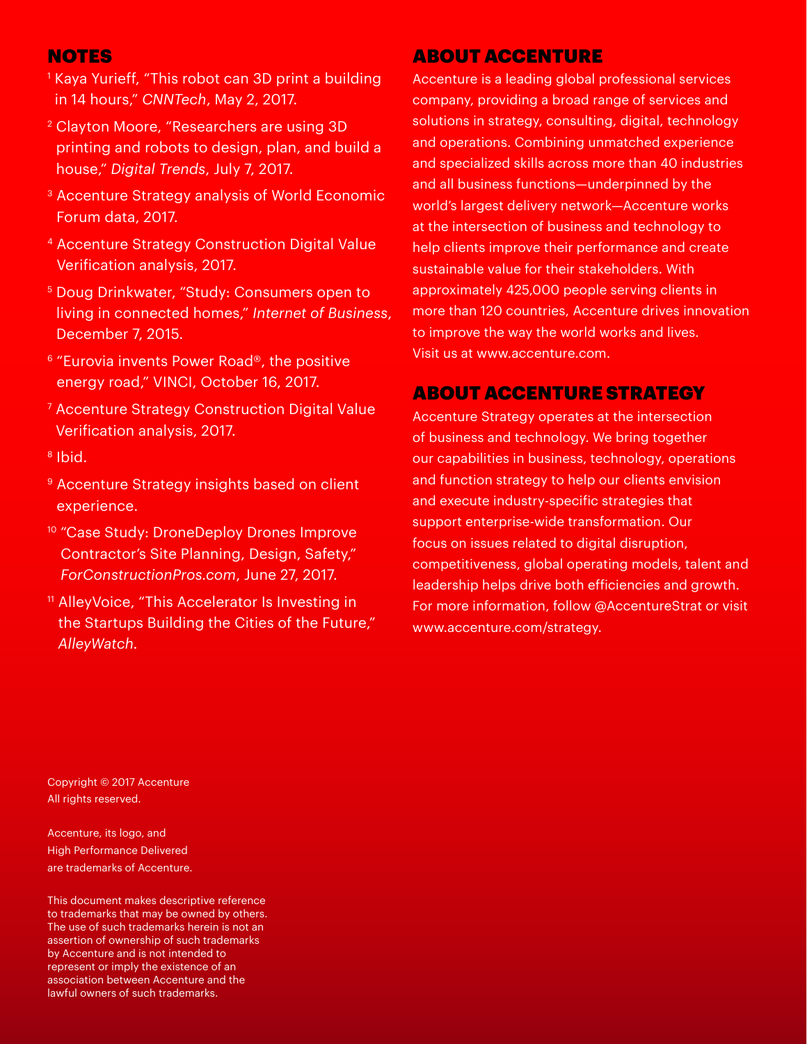## NOTES

[1] Kaya Yurieff, "This robot can 3D print a building in 14 hours," *CNNTech*, May 2, 2017.

[2] Clayton Moore, "Researchers are using 3D printing and robots to design, plan, and build a house," *Digital Trends*, July 7, 2017.

[3] Accenture Strategy analysis of World Economic Forum data, 2017.

[4] Accenture Strategy Construction Digital Value Verification analysis, 2017.

[5] Doug Drinkwater, "Study: Consumers open to living in connected homes," *Internet of Business*, December 7, 2015.

[6] "Eurovia invents Power Road®, the positive energy road," VINCI, October 16, 2017.

[7] Accenture Strategy Construction Digital Value Verification analysis, 2017.

[8] Ibid.

[9] Accenture Strategy insights based on client experience.

[10] "Case Study: DroneDeploy Drones Improve Contractor's Site Planning, Design, Safety," *ForConstructionPros.com*, June 27, 2017.

[11] AlleyVoice, "This Accelerator Is Investing in the Startups Building the Cities of the Future," *AlleyWatch*.

## ABOUT ACCENTURE

Accenture is a leading global professional services company, providing a broad range of services and solutions in strategy, consulting, digital, technology and operations. Combining unmatched experience and specialized skills across more than 40 industries and all business functions—underpinned by the world's largest delivery network—Accenture works at the intersection of business and technology to help clients improve their performance and create sustainable value for their stakeholders. With approximately 425,000 people serving clients in more than 120 countries, Accenture drives innovation to improve the way the world works and lives. Visit us at www.accenture.com.

## ABOUT ACCENTURE STRATEGY

Accenture Strategy operates at the intersection of business and technology. We bring together our capabilities in business, technology, operations and function strategy to help our clients envision and execute industry-specific strategies that support enterprise-wide transformation. Our focus on issues related to digital disruption, competitiveness, global operating models, talent and leadership helps drive both efficiencies and growth. For more information, follow @AccentureStrat or visit www.accenture.com/strategy.

Copyright © 2017 Accenture
All rights reserved.

Accenture, its logo, and High Performance Delivered are trademarks of Accenture.

This document makes descriptive reference to trademarks that may be owned by others. The use of such trademarks herein is not an assertion of ownership of such trademarks by Accenture and is not intended to represent or imply the existence of an association between Accenture and the lawful owners of such trademarks.